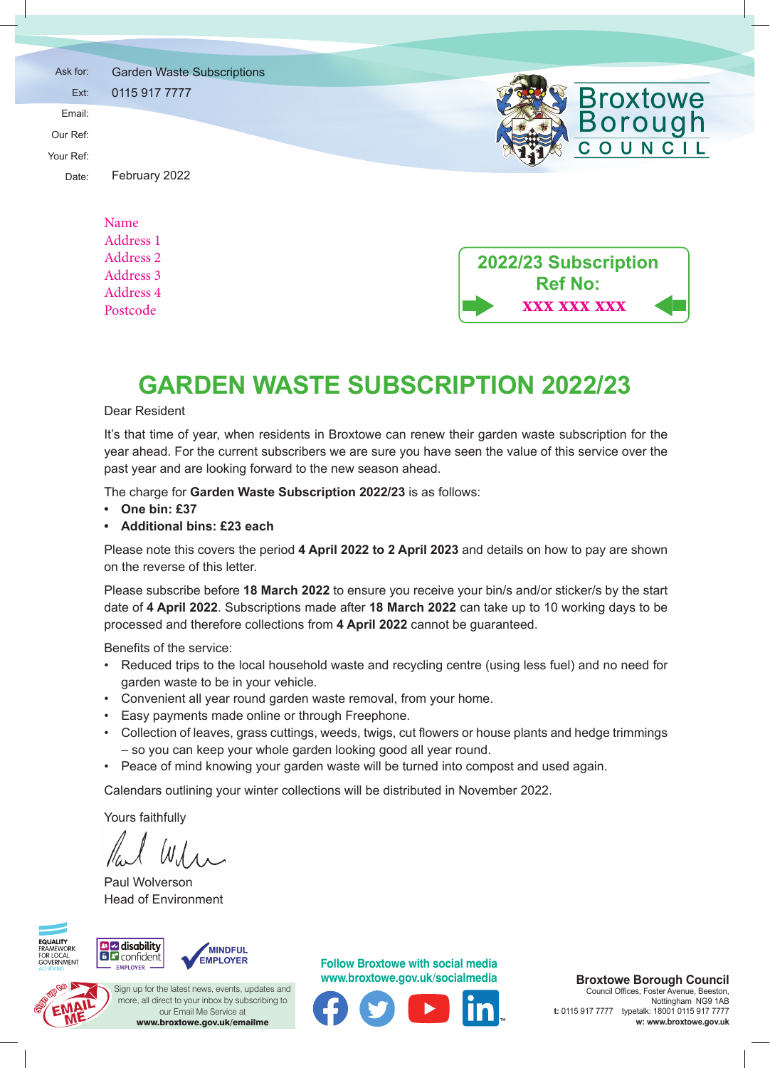Ask for: Garden Waste Subscriptions
Ext: 0115 917 7777
Email:
Our Ref:
Your Ref:
Date: February 2022

Broxtowe Borough COUNCIL

Name
Address 1
Address 2
Address 3
Address 4
Postcode

**2022/23 Subscription Ref No:**
**XXX XXX XXX**

# GARDEN WASTE SUBSCRIPTION 2022/23

Dear Resident

It's that time of year, when residents in Broxtowe can renew their garden waste subscription for the year ahead. For the current subscribers we are sure you have seen the value of this service over the past year and are looking forward to the new season ahead.

The charge for **Garden Waste Subscription 2022/23** is as follows:

- **One bin: £37**
- **Additional bins: £23 each**

Please note this covers the period **4 April 2022 to 2 April 2023** and details on how to pay are shown on the reverse of this letter.

Please subscribe before **18 March 2022** to ensure you receive your bin/s and/or sticker/s by the start date of **4 April 2022**. Subscriptions made after **18 March 2022** can take up to 10 working days to be processed and therefore collections from **4 April 2022** cannot be guaranteed.

Benefits of the service:

- Reduced trips to the local household waste and recycling centre (using less fuel) and no need for garden waste to be in your vehicle.
- Convenient all year round garden waste removal, from your home.
- Easy payments made online or through Freephone.
- Collection of leaves, grass cuttings, weeds, twigs, cut flowers or house plants and hedge trimmings – so you can keep your whole garden looking good all year round.
- Peace of mind knowing your garden waste will be turned into compost and used again.

Calendars outlining your winter collections will be distributed in November 2022.

Yours faithfully

Paul Wolverson
Head of Environment

EQUALITY FRAMEWORK FOR LOCAL GOVERNMENT ACHIEVING | disability confident EMPLOYER | MINDFUL EMPLOYER

Sign up to EMAIL ME

Sign up for the latest news, events, updates and more, all direct to your inbox by subscribing to our Email Me Service at
**www.broxtowe.gov.uk/emailme**

**Follow Broxtowe with social media**
**www.broxtowe.gov.uk/socialmedia**

**Broxtowe Borough Council**
Council Offices, Foster Avenue, Beeston, Nottingham NG9 1AB
**t:** 0115 917 7777 typetalk: 18001 0115 917 7777
**w: www.broxtowe.gov.uk**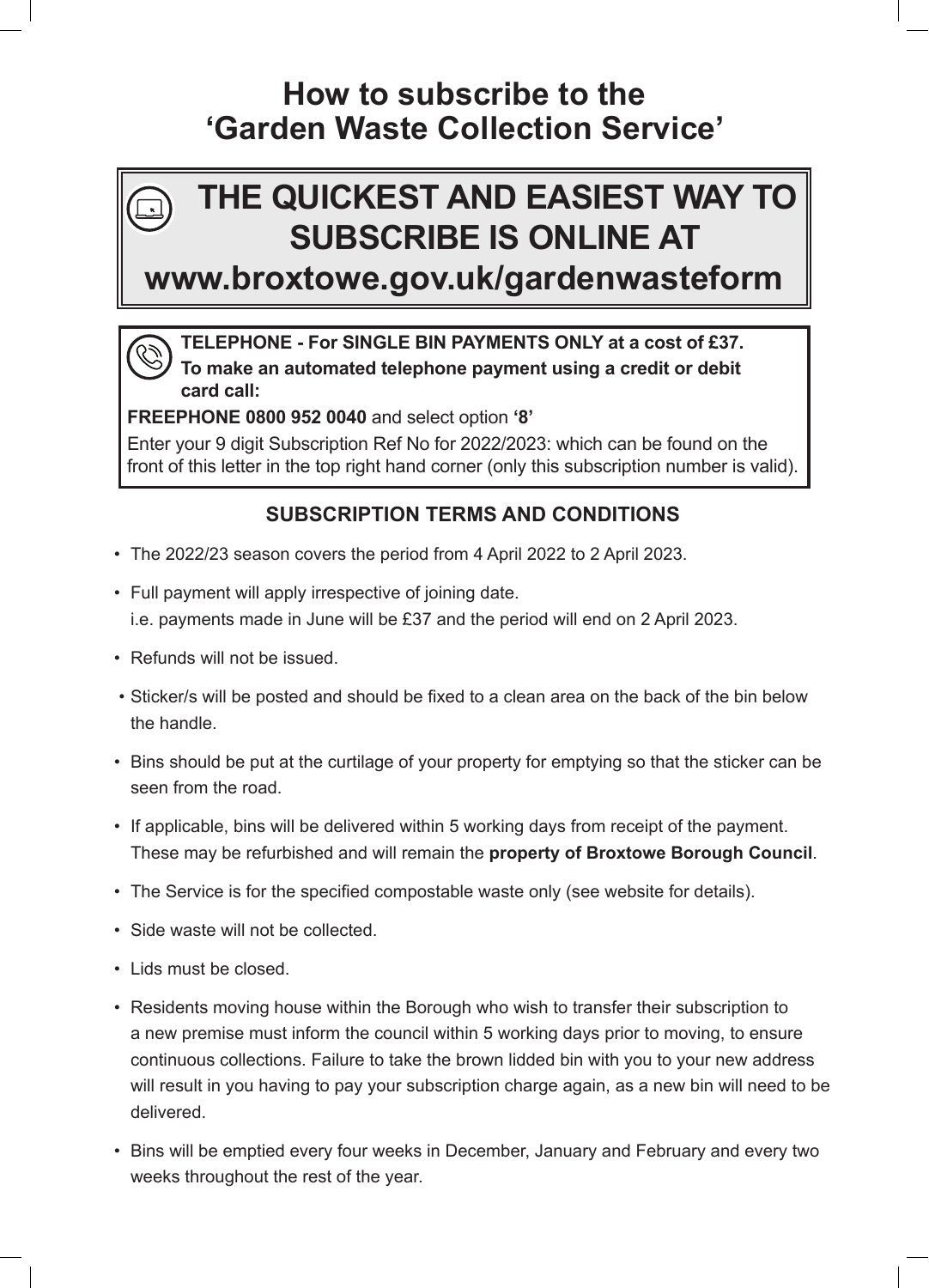# How to subscribe to the 'Garden Waste Collection Service'

## THE QUICKEST AND EASIEST WAY TO SUBSCRIBE IS ONLINE AT www.broxtowe.gov.uk/gardenwasteform

**TELEPHONE - For SINGLE BIN PAYMENTS ONLY at a cost of £37.**
**To make an automated telephone payment using a credit or debit card call:**

**FREEPHONE 0800 952 0040** and select option **'8'**

Enter your 9 digit Subscription Ref No for 2022/2023: which can be found on the front of this letter in the top right hand corner (only this subscription number is valid).

### SUBSCRIPTION TERMS AND CONDITIONS

- The 2022/23 season covers the period from 4 April 2022 to 2 April 2023.
- Full payment will apply irrespective of joining date.
  i.e. payments made in June will be £37 and the period will end on 2 April 2023.
- Refunds will not be issued.
- Sticker/s will be posted and should be fixed to a clean area on the back of the bin below the handle.
- Bins should be put at the curtilage of your property for emptying so that the sticker can be seen from the road.
- If applicable, bins will be delivered within 5 working days from receipt of the payment. These may be refurbished and will remain the **property of Broxtowe Borough Council**.
- The Service is for the specified compostable waste only (see website for details).
- Side waste will not be collected.
- Lids must be closed.
- Residents moving house within the Borough who wish to transfer their subscription to a new premise must inform the council within 5 working days prior to moving, to ensure continuous collections. Failure to take the brown lidded bin with you to your new address will result in you having to pay your subscription charge again, as a new bin will need to be delivered.
- Bins will be emptied every four weeks in December, January and February and every two weeks throughout the rest of the year.